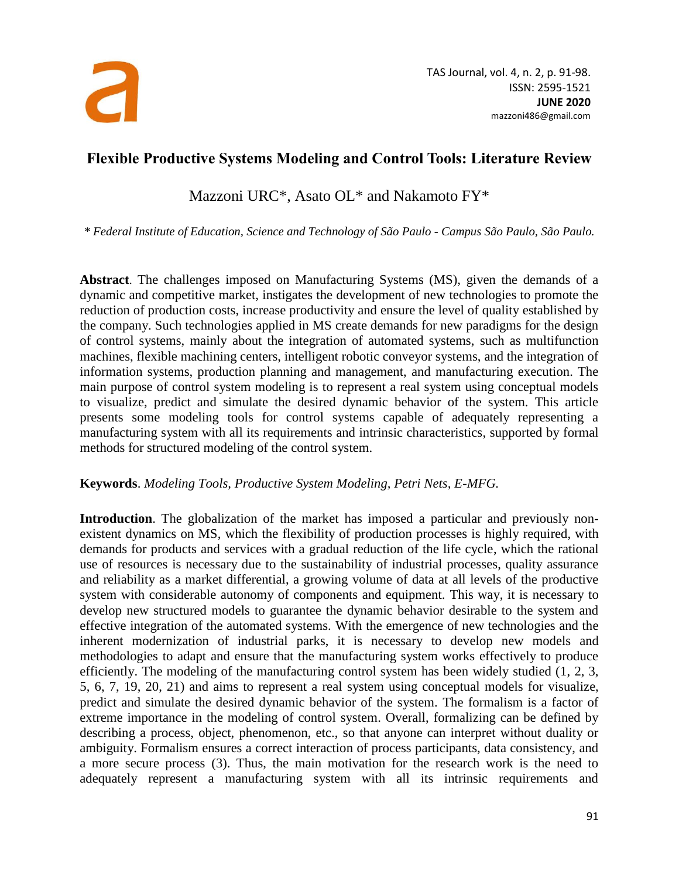# Flexible Productive Systems Modeling and Control Tools: Literature Review

Mazzoni URC*, Asato OL* and Nakamoto FY*

*\* Federal Institute of Education, Science and Technology of São Paulo - Campus São Paulo, São Paulo.*

**Abstract**. The challenges imposed on Manufacturing Systems (MS), given the demands of a dynamic and competitive market, instigates the development of new technologies to promote the reduction of production costs, increase productivity and ensure the level of quality established by the company. Such technologies applied in MS create demands for new paradigms for the design of control systems, mainly about the integration of automated systems, such as multifunction machines, flexible machining centers, intelligent robotic conveyor systems, and the integration of information systems, production planning and management, and manufacturing execution. The main purpose of control system modeling is to represent a real system using conceptual models to visualize, predict and simulate the desired dynamic behavior of the system. This article presents some modeling tools for control systems capable of adequately representing a manufacturing system with all its requirements and intrinsic characteristics, supported by formal methods for structured modeling of the control system.

**Keywords**. *Modeling Tools, Productive System Modeling, Petri Nets, E-MFG.*

**Introduction**. The globalization of the market has imposed a particular and previously non-existent dynamics on MS, which the flexibility of production processes is highly required, with demands for products and services with a gradual reduction of the life cycle, which the rational use of resources is necessary due to the sustainability of industrial processes, quality assurance and reliability as a market differential, a growing volume of data at all levels of the productive system with considerable autonomy of components and equipment. This way, it is necessary to develop new structured models to guarantee the dynamic behavior desirable to the system and effective integration of the automated systems. With the emergence of new technologies and the inherent modernization of industrial parks, it is necessary to develop new models and methodologies to adapt and ensure that the manufacturing system works effectively to produce efficiently. The modeling of the manufacturing control system has been widely studied (1, 2, 3, 5, 6, 7, 19, 20, 21) and aims to represent a real system using conceptual models for visualize, predict and simulate the desired dynamic behavior of the system. The formalism is a factor of extreme importance in the modeling of control system. Overall, formalizing can be defined by describing a process, object, phenomenon, etc., so that anyone can interpret without duality or ambiguity. Formalism ensures a correct interaction of process participants, data consistency, and a more secure process (3). Thus, the main motivation for the research work is the need to adequately represent a manufacturing system with all its intrinsic requirements and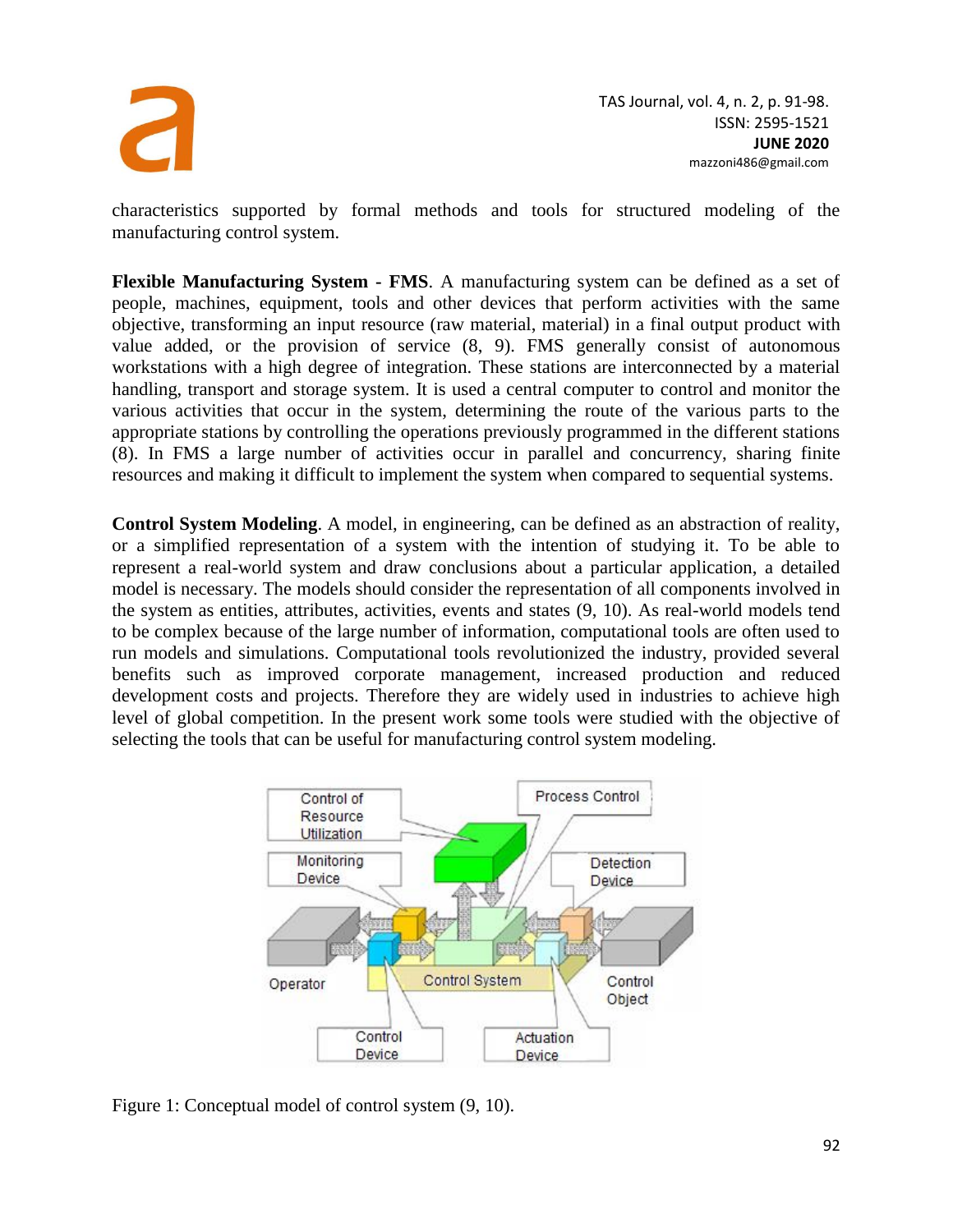characteristics supported by formal methods and tools for structured modeling of the manufacturing control system.

**Flexible Manufacturing System - FMS**. A manufacturing system can be defined as a set of people, machines, equipment, tools and other devices that perform activities with the same objective, transforming an input resource (raw material, material) in a final output product with value added, or the provision of service (8, 9). FMS generally consist of autonomous workstations with a high degree of integration. These stations are interconnected by a material handling, transport and storage system. It is used a central computer to control and monitor the various activities that occur in the system, determining the route of the various parts to the appropriate stations by controlling the operations previously programmed in the different stations (8). In FMS a large number of activities occur in parallel and concurrency, sharing finite resources and making it difficult to implement the system when compared to sequential systems.

**Control System Modeling**. A model, in engineering, can be defined as an abstraction of reality, or a simplified representation of a system with the intention of studying it. To be able to represent a real-world system and draw conclusions about a particular application, a detailed model is necessary. The models should consider the representation of all components involved in the system as entities, attributes, activities, events and states (9, 10). As real-world models tend to be complex because of the large number of information, computational tools are often used to run models and simulations. Computational tools revolutionized the industry, provided several benefits such as improved corporate management, increased production and reduced development costs and projects. Therefore they are widely used in industries to achieve high level of global competition. In the present work some tools were studied with the objective of selecting the tools that can be useful for manufacturing control system modeling.

Figure 1: Conceptual model of control system (9, 10).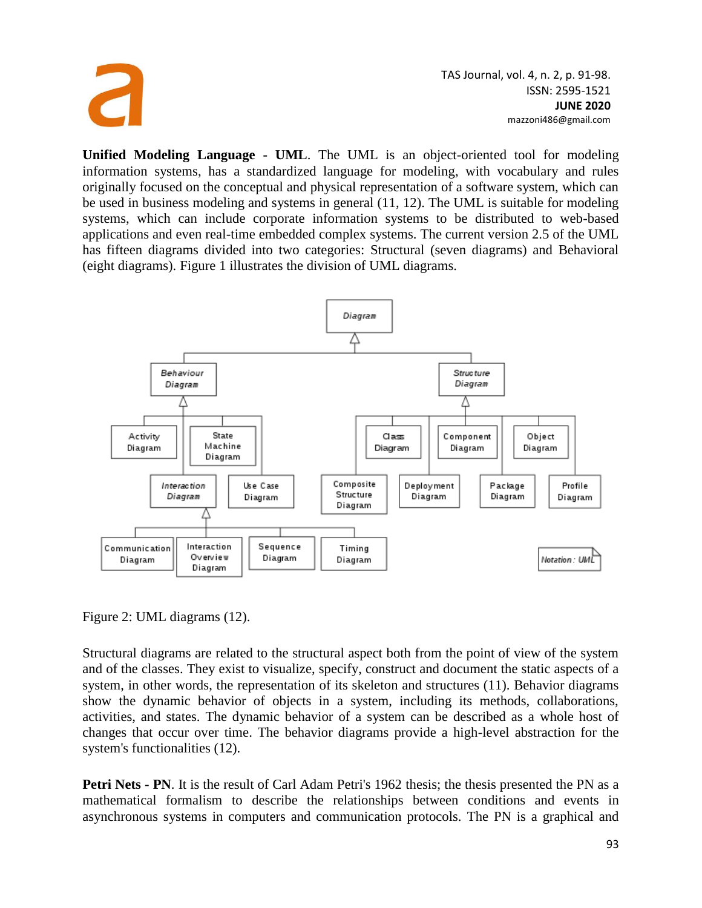**Unified Modeling Language - UML**. The UML is an object-oriented tool for modeling information systems, has a standardized language for modeling, with vocabulary and rules originally focused on the conceptual and physical representation of a software system, which can be used in business modeling and systems in general (11, 12). The UML is suitable for modeling systems, which can include corporate information systems to be distributed to web-based applications and even real-time embedded complex systems. The current version 2.5 of the UML has fifteen diagrams divided into two categories: Structural (seven diagrams) and Behavioral (eight diagrams). Figure 1 illustrates the division of UML diagrams.

Figure 2: UML diagrams (12).

Structural diagrams are related to the structural aspect both from the point of view of the system and of the classes. They exist to visualize, specify, construct and document the static aspects of a system, in other words, the representation of its skeleton and structures (11). Behavior diagrams show the dynamic behavior of objects in a system, including its methods, collaborations, activities, and states. The dynamic behavior of a system can be described as a whole host of changes that occur over time. The behavior diagrams provide a high-level abstraction for the system's functionalities (12).

**Petri Nets - PN**. It is the result of Carl Adam Petri's 1962 thesis; the thesis presented the PN as a mathematical formalism to describe the relationships between conditions and events in asynchronous systems in computers and communication protocols. The PN is a graphical and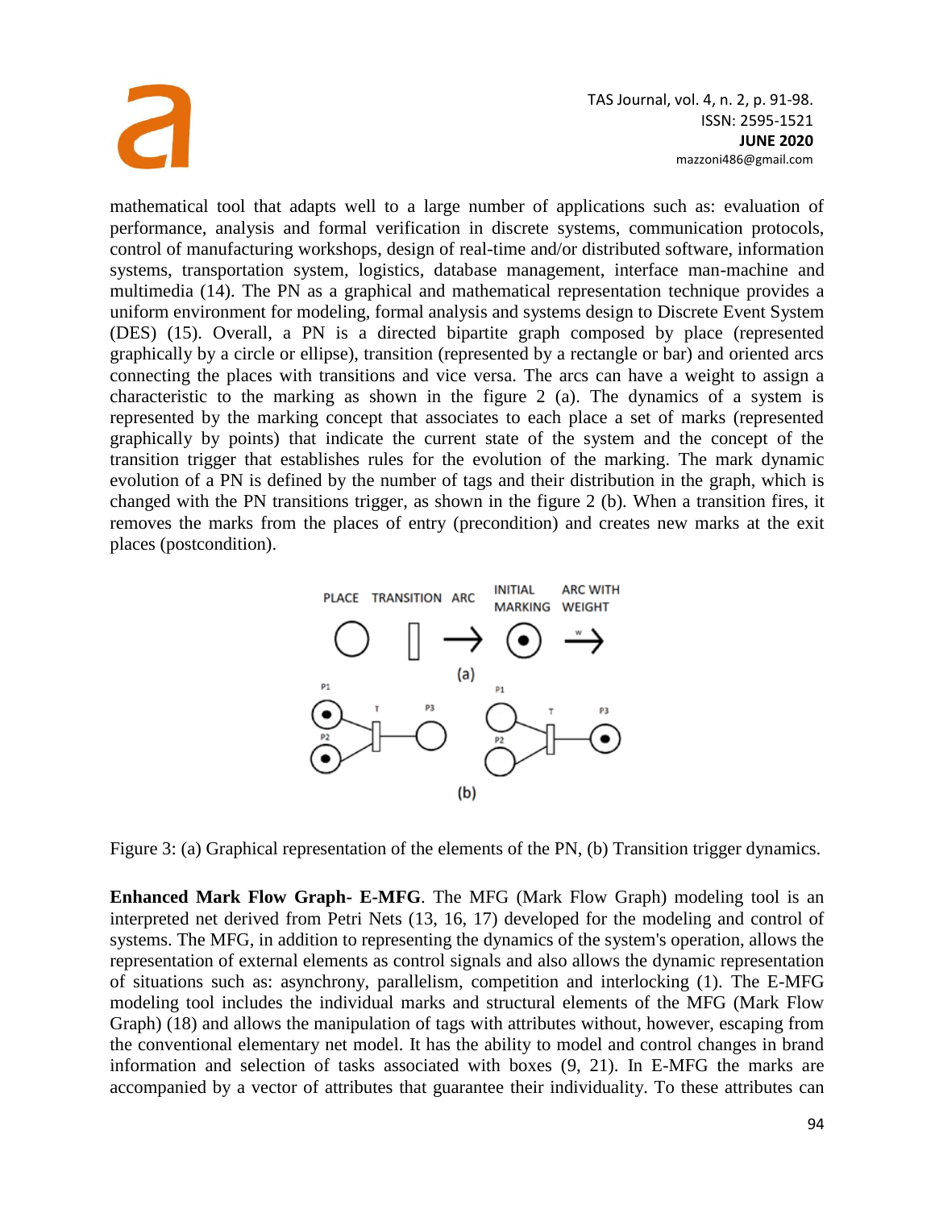mathematical tool that adapts well to a large number of applications such as: evaluation of performance, analysis and formal verification in discrete systems, communication protocols, control of manufacturing workshops, design of real-time and/or distributed software, information systems, transportation system, logistics, database management, interface man-machine and multimedia (14). The PN as a graphical and mathematical representation technique provides a uniform environment for modeling, formal analysis and systems design to Discrete Event System (DES) (15). Overall, a PN is a directed bipartite graph composed by place (represented graphically by a circle or ellipse), transition (represented by a rectangle or bar) and oriented arcs connecting the places with transitions and vice versa. The arcs can have a weight to assign a characteristic to the marking as shown in the figure 2 (a). The dynamics of a system is represented by the marking concept that associates to each place a set of marks (represented graphically by points) that indicate the current state of the system and the concept of the transition trigger that establishes rules for the evolution of the marking. The mark dynamic evolution of a PN is defined by the number of tags and their distribution in the graph, which is changed with the PN transitions trigger, as shown in the figure 2 (b). When a transition fires, it removes the marks from the places of entry (precondition) and creates new marks at the exit places (postcondition).

Figure 3: (a) Graphical representation of the elements of the PN, (b) Transition trigger dynamics.

**Enhanced Mark Flow Graph- E-MFG**. The MFG (Mark Flow Graph) modeling tool is an interpreted net derived from Petri Nets (13, 16, 17) developed for the modeling and control of systems. The MFG, in addition to representing the dynamics of the system's operation, allows the representation of external elements as control signals and also allows the dynamic representation of situations such as: asynchrony, parallelism, competition and interlocking (1). The E-MFG modeling tool includes the individual marks and structural elements of the MFG (Mark Flow Graph) (18) and allows the manipulation of tags with attributes without, however, escaping from the conventional elementary net model. It has the ability to model and control changes in brand information and selection of tasks associated with boxes (9, 21). In E-MFG the marks are accompanied by a vector of attributes that guarantee their individuality. To these attributes can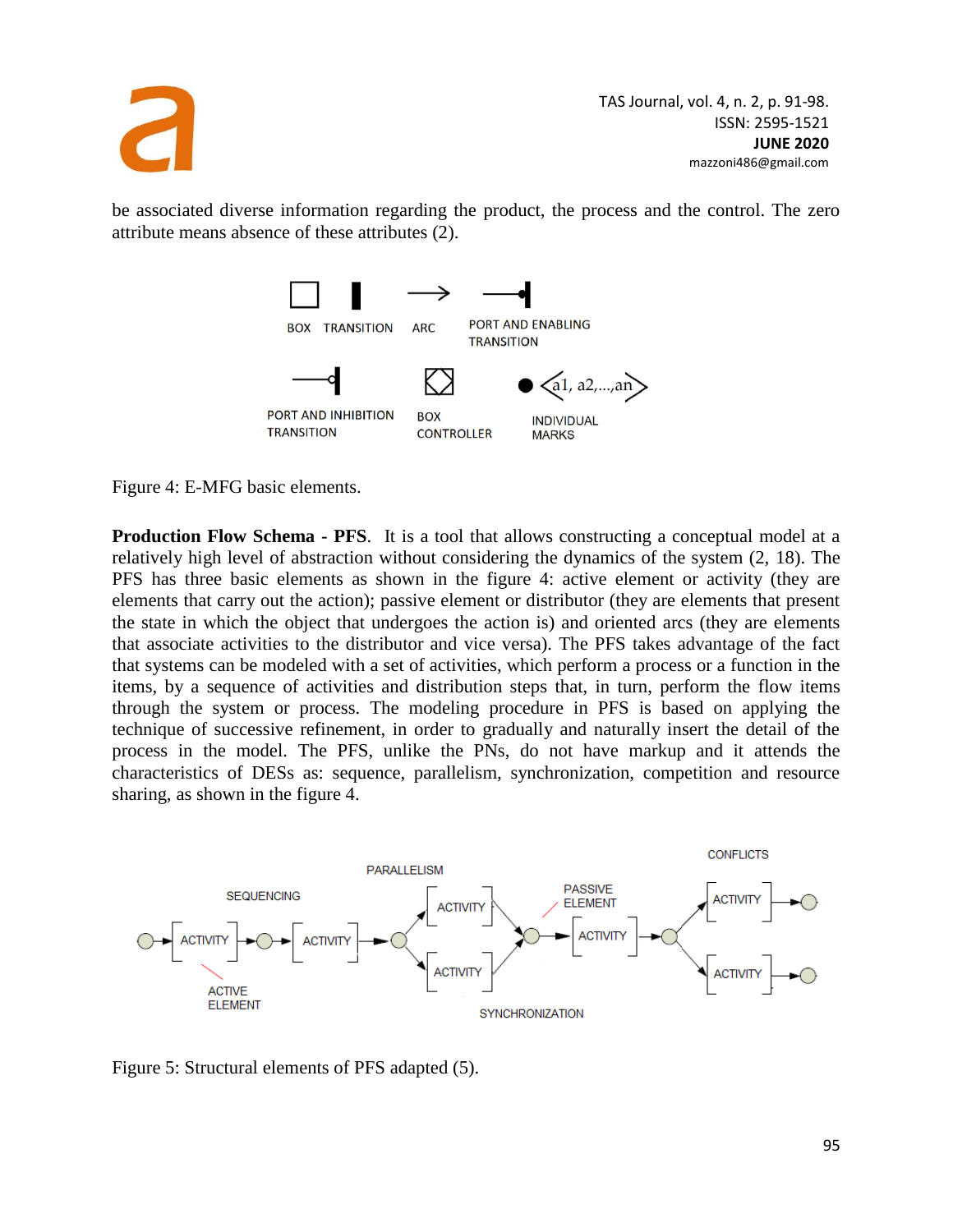be associated diverse information regarding the product, the process and the control. The zero attribute means absence of these attributes (2).

Figure 4: E-MFG basic elements.

**Production Flow Schema - PFS**. It is a tool that allows constructing a conceptual model at a relatively high level of abstraction without considering the dynamics of the system (2, 18). The PFS has three basic elements as shown in the figure 4: active element or activity (they are elements that carry out the action); passive element or distributor (they are elements that present the state in which the object that undergoes the action is) and oriented arcs (they are elements that associate activities to the distributor and vice versa). The PFS takes advantage of the fact that systems can be modeled with a set of activities, which perform a process or a function in the items, by a sequence of activities and distribution steps that, in turn, perform the flow items through the system or process. The modeling procedure in PFS is based on applying the technique of successive refinement, in order to gradually and naturally insert the detail of the process in the model. The PFS, unlike the PNs, do not have markup and it attends the characteristics of DESs as: sequence, parallelism, synchronization, competition and resource sharing, as shown in the figure 4.

Figure 5: Structural elements of PFS adapted (5).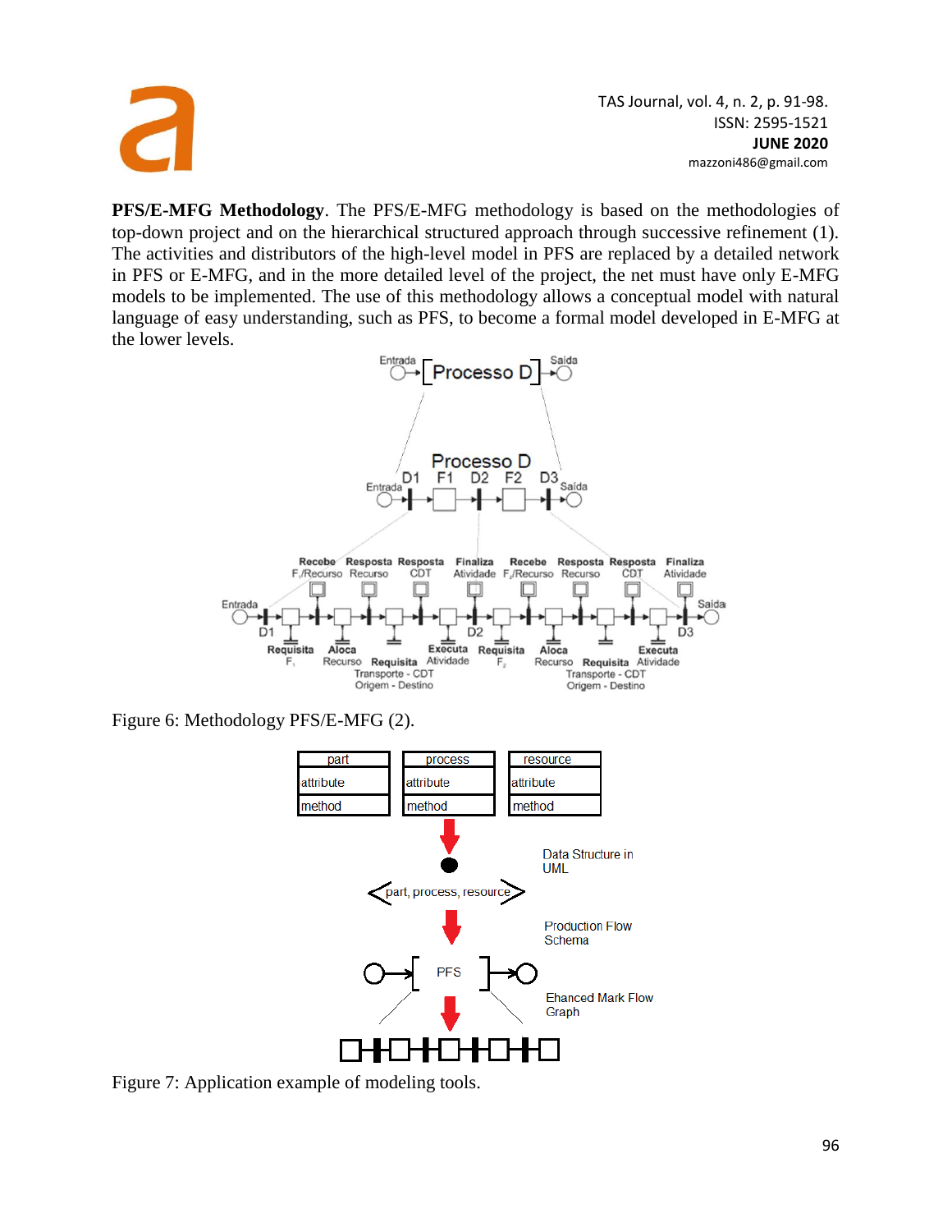**PFS/E-MFG Methodology**. The PFS/E-MFG methodology is based on the methodologies of top-down project and on the hierarchical structured approach through successive refinement (1). The activities and distributors of the high-level model in PFS are replaced by a detailed network in PFS or E-MFG, and in the more detailed level of the project, the net must have only E-MFG models to be implemented. The use of this methodology allows a conceptual model with natural language of easy understanding, such as PFS, to become a formal model developed in E-MFG at the lower levels.

Figure 6: Methodology PFS/E-MFG (2).

Figure 7: Application example of modeling tools.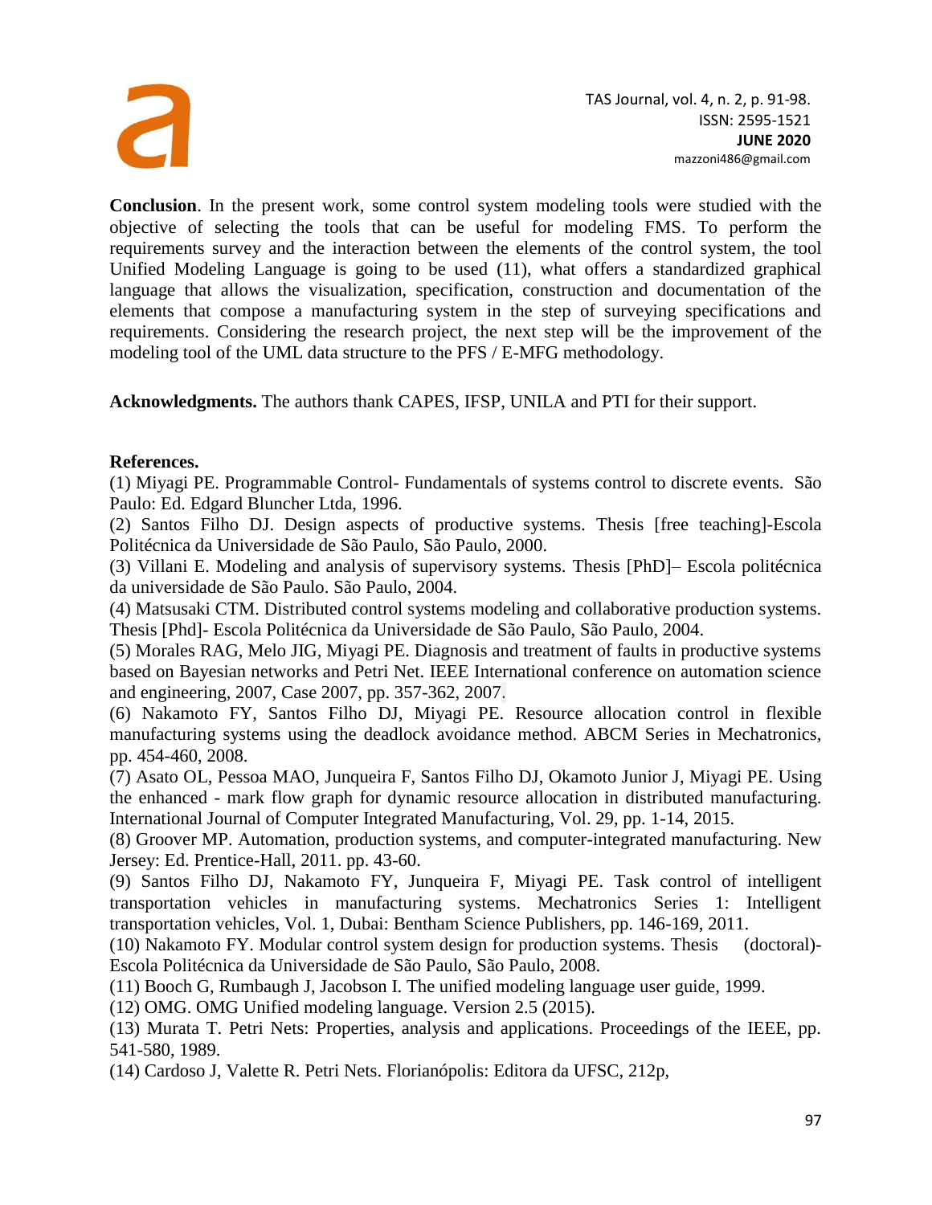**Conclusion**. In the present work, some control system modeling tools were studied with the objective of selecting the tools that can be useful for modeling FMS. To perform the requirements survey and the interaction between the elements of the control system, the tool Unified Modeling Language is going to be used (11), what offers a standardized graphical language that allows the visualization, specification, construction and documentation of the elements that compose a manufacturing system in the step of surveying specifications and requirements. Considering the research project, the next step will be the improvement of the modeling tool of the UML data structure to the PFS / E-MFG methodology.

**Acknowledgments.** The authors thank CAPES, IFSP, UNILA and PTI for their support.

**References.**

(1) Miyagi PE. Programmable Control- Fundamentals of systems control to discrete events. São Paulo: Ed. Edgard Bluncher Ltda, 1996.

(2) Santos Filho DJ. Design aspects of productive systems. Thesis [free teaching]-Escola Politécnica da Universidade de São Paulo, São Paulo, 2000.

(3) Villani E. Modeling and analysis of supervisory systems. Thesis [PhD]– Escola politécnica da universidade de São Paulo. São Paulo, 2004.

(4) Matsusaki CTM. Distributed control systems modeling and collaborative production systems. Thesis [Phd]- Escola Politécnica da Universidade de São Paulo, São Paulo, 2004.

(5) Morales RAG, Melo JIG, Miyagi PE. Diagnosis and treatment of faults in productive systems based on Bayesian networks and Petri Net. IEEE International conference on automation science and engineering, 2007, Case 2007, pp. 357-362, 2007.

(6) Nakamoto FY, Santos Filho DJ, Miyagi PE. Resource allocation control in flexible manufacturing systems using the deadlock avoidance method. ABCM Series in Mechatronics, pp. 454-460, 2008.

(7) Asato OL, Pessoa MAO, Junqueira F, Santos Filho DJ, Okamoto Junior J, Miyagi PE. Using the enhanced - mark flow graph for dynamic resource allocation in distributed manufacturing. International Journal of Computer Integrated Manufacturing, Vol. 29, pp. 1-14, 2015.

(8) Groover MP. Automation, production systems, and computer-integrated manufacturing. New Jersey: Ed. Prentice-Hall, 2011. pp. 43-60.

(9) Santos Filho DJ, Nakamoto FY, Junqueira F, Miyagi PE. Task control of intelligent transportation vehicles in manufacturing systems. Mechatronics Series 1: Intelligent transportation vehicles, Vol. 1, Dubai: Bentham Science Publishers, pp. 146-169, 2011.

(10) Nakamoto FY. Modular control system design for production systems. Thesis (doctoral)-Escola Politécnica da Universidade de São Paulo, São Paulo, 2008.

(11) Booch G, Rumbaugh J, Jacobson I. The unified modeling language user guide, 1999.

(12) OMG. OMG Unified modeling language. Version 2.5 (2015).

(13) Murata T. Petri Nets: Properties, analysis and applications. Proceedings of the IEEE, pp. 541-580, 1989.

(14) Cardoso J, Valette R. Petri Nets. Florianópolis: Editora da UFSC, 212p,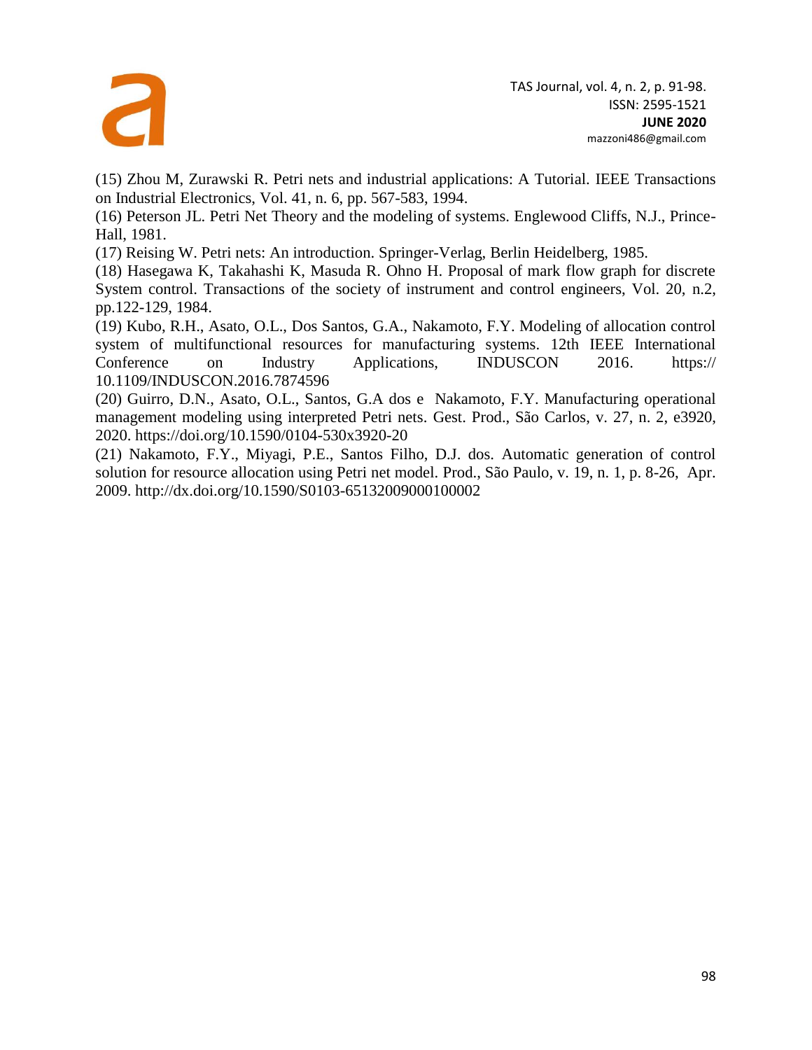(15) Zhou M, Zurawski R. Petri nets and industrial applications: A Tutorial. IEEE Transactions on Industrial Electronics, Vol. 41, n. 6, pp. 567-583, 1994.

(16) Peterson JL. Petri Net Theory and the modeling of systems. Englewood Cliffs, N.J., Prince-Hall, 1981.

(17) Reising W. Petri nets: An introduction. Springer-Verlag, Berlin Heidelberg, 1985.

(18) Hasegawa K, Takahashi K, Masuda R. Ohno H. Proposal of mark flow graph for discrete System control. Transactions of the society of instrument and control engineers, Vol. 20, n.2, pp.122-129, 1984.

(19) Kubo, R.H., Asato, O.L., Dos Santos, G.A., Nakamoto, F.Y. Modeling of allocation control system of multifunctional resources for manufacturing systems. 12th IEEE International Conference on Industry Applications, INDUSCON 2016. https:// 10.1109/INDUSCON.2016.7874596

(20) Guirro, D.N., Asato, O.L., Santos, G.A dos e Nakamoto, F.Y. Manufacturing operational management modeling using interpreted Petri nets. Gest. Prod., São Carlos, v. 27, n. 2, e3920, 2020. https://doi.org/10.1590/0104-530x3920-20

(21) Nakamoto, F.Y., Miyagi, P.E., Santos Filho, D.J. dos. Automatic generation of control solution for resource allocation using Petri net model. Prod., São Paulo, v. 19, n. 1, p. 8-26, Apr. 2009. http://dx.doi.org/10.1590/S0103-65132009000100002